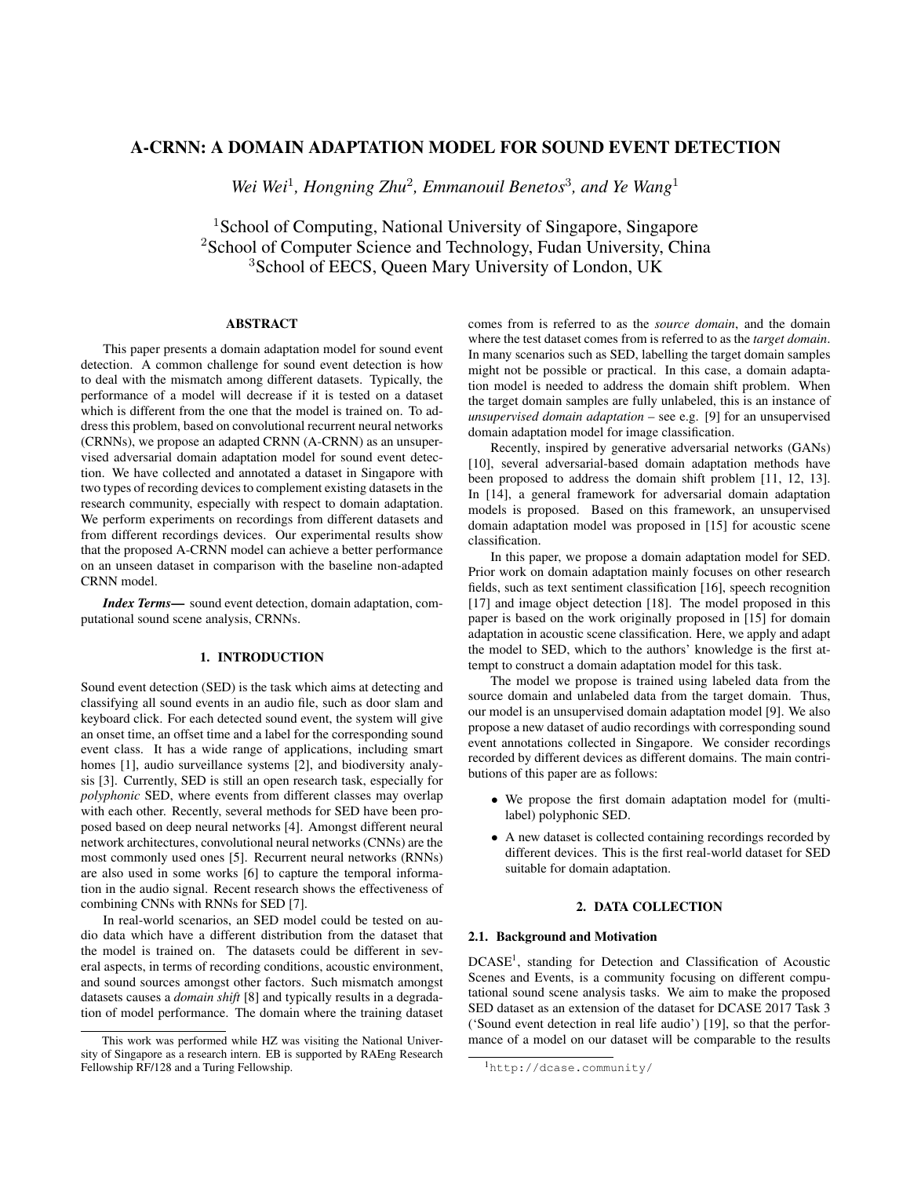# A-CRNN: A DOMAIN ADAPTATION MODEL FOR SOUND EVENT DETECTION

*Wei Wei*[1], *Hongning Zhu*[2], *Emmanouil Benetos*[3], *and Ye Wang*[1]

[1]School of Computing, National University of Singapore, Singapore
[2]School of Computer Science and Technology, Fudan University, China
[3]School of EECS, Queen Mary University of London, UK

## ABSTRACT

This paper presents a domain adaptation model for sound event detection. A common challenge for sound event detection is how to deal with the mismatch among different datasets. Typically, the performance of a model will decrease if it is tested on a dataset which is different from the one that the model is trained on. To address this problem, based on convolutional recurrent neural networks (CRNNs), we propose an adapted CRNN (A-CRNN) as an unsupervised adversarial domain adaptation model for sound event detection. We have collected and annotated a dataset in Singapore with two types of recording devices to complement existing datasets in the research community, especially with respect to domain adaptation. We perform experiments on recordings from different datasets and from different recordings devices. Our experimental results show that the proposed A-CRNN model can achieve a better performance on an unseen dataset in comparison with the baseline non-adapted CRNN model.

***Index Terms*—** sound event detection, domain adaptation, computational sound scene analysis, CRNNs.

## 1. INTRODUCTION

Sound event detection (SED) is the task which aims at detecting and classifying all sound events in an audio file, such as door slam and keyboard click. For each detected sound event, the system will give an onset time, an offset time and a label for the corresponding sound event class. It has a wide range of applications, including smart homes [1], audio surveillance systems [2], and biodiversity analysis [3]. Currently, SED is still an open research task, especially for *polyphonic* SED, where events from different classes may overlap with each other. Recently, several methods for SED have been proposed based on deep neural networks [4]. Amongst different neural network architectures, convolutional neural networks (CNNs) are the most commonly used ones [5]. Recurrent neural networks (RNNs) are also used in some works [6] to capture the temporal information in the audio signal. Recent research shows the effectiveness of combining CNNs with RNNs for SED [7].

In real-world scenarios, an SED model could be tested on audio data which have a different distribution from the dataset that the model is trained on. The datasets could be different in several aspects, in terms of recording conditions, acoustic environment, and sound sources amongst other factors. Such mismatch amongst datasets causes a *domain shift* [8] and typically results in a degradation of model performance. The domain where the training dataset comes from is referred to as the *source domain*, and the domain where the test dataset comes from is referred to as the *target domain*. In many scenarios such as SED, labelling the target domain samples might not be possible or practical. In this case, a domain adaptation model is needed to address the domain shift problem. When the target domain samples are fully unlabeled, this is an instance of *unsupervised domain adaptation* – see e.g. [9] for an unsupervised domain adaptation model for image classification.

Recently, inspired by generative adversarial networks (GANs) [10], several adversarial-based domain adaptation methods have been proposed to address the domain shift problem [11, 12, 13]. In [14], a general framework for adversarial domain adaptation models is proposed. Based on this framework, an unsupervised domain adaptation model was proposed in [15] for acoustic scene classification.

In this paper, we propose a domain adaptation model for SED. Prior work on domain adaptation mainly focuses on other research fields, such as text sentiment classification [16], speech recognition [17] and image object detection [18]. The model proposed in this paper is based on the work originally proposed in [15] for domain adaptation in acoustic scene classification. Here, we apply and adapt the model to SED, which to the authors' knowledge is the first attempt to construct a domain adaptation model for this task.

The model we propose is trained using labeled data from the source domain and unlabeled data from the target domain. Thus, our model is an unsupervised domain adaptation model [9]. We also propose a new dataset of audio recordings with corresponding sound event annotations collected in Singapore. We consider recordings recorded by different devices as different domains. The main contributions of this paper are as follows:

- We propose the first domain adaptation model for (multi-label) polyphonic SED.
- A new dataset is collected containing recordings recorded by different devices. This is the first real-world dataset for SED suitable for domain adaptation.

## 2. DATA COLLECTION

### 2.1. Background and Motivation

DCASE[1], standing for Detection and Classification of Acoustic Scenes and Events, is a community focusing on different computational sound scene analysis tasks. We aim to make the proposed SED dataset as an extension of the dataset for DCASE 2017 Task 3 ('Sound event detection in real life audio') [19], so that the performance of a model on our dataset will be comparable to the results

---

This work was performed while HZ was visiting the National University of Singapore as a research intern. EB is supported by RAEng Research Fellowship RF/128 and a Turing Fellowship.

[1]http://dcase.community/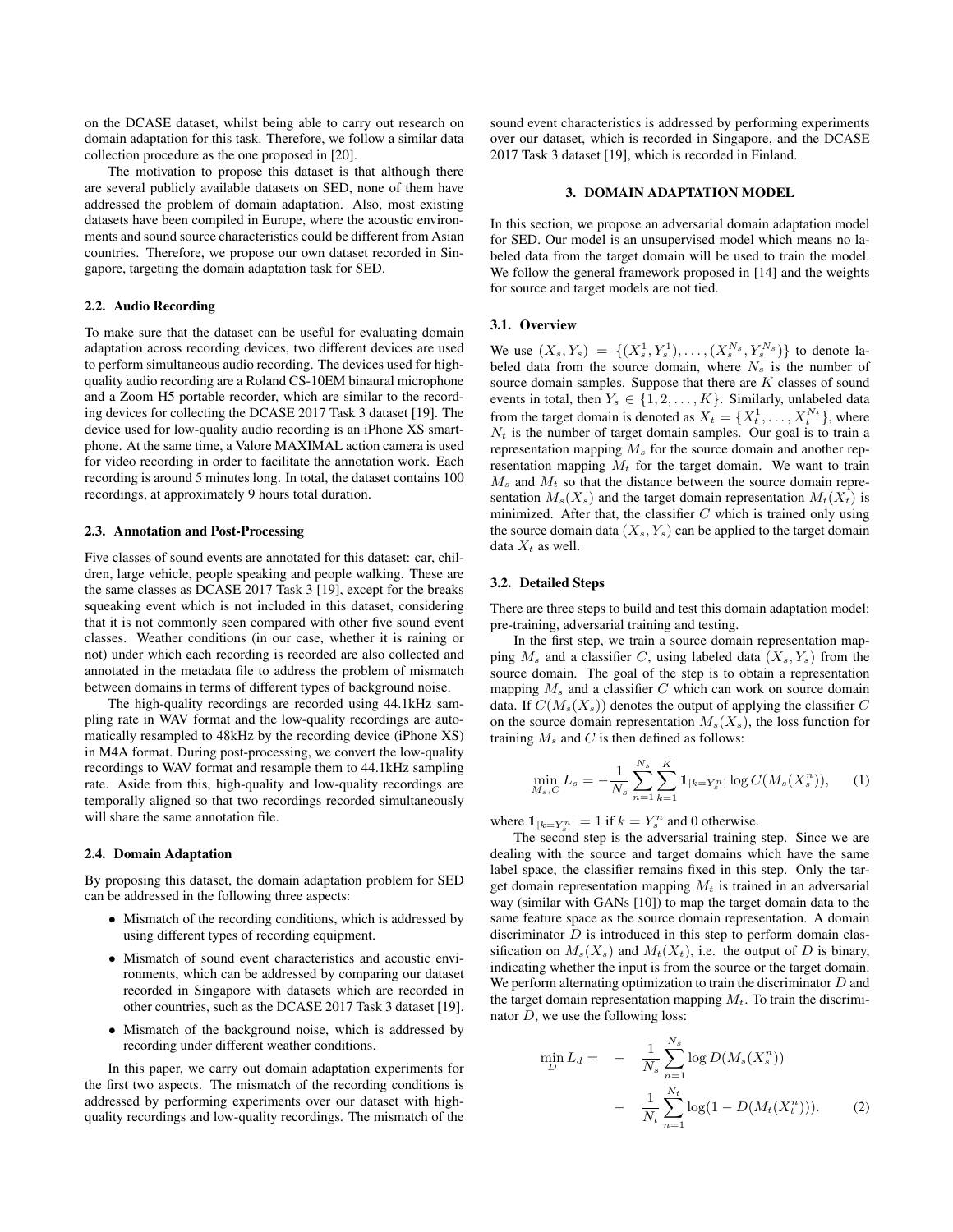on the DCASE dataset, whilst being able to carry out research on domain adaptation for this task. Therefore, we follow a similar data collection procedure as the one proposed in [20].

The motivation to propose this dataset is that although there are several publicly available datasets on SED, none of them have addressed the problem of domain adaptation. Also, most existing datasets have been compiled in Europe, where the acoustic environments and sound source characteristics could be different from Asian countries. Therefore, we propose our own dataset recorded in Singapore, targeting the domain adaptation task for SED.

### 2.2. Audio Recording

To make sure that the dataset can be useful for evaluating domain adaptation across recording devices, two different devices are used to perform simultaneous audio recording. The devices used for high-quality audio recording are a Roland CS-10EM binaural microphone and a Zoom H5 portable recorder, which are similar to the recording devices for collecting the DCASE 2017 Task 3 dataset [19]. The device used for low-quality audio recording is an iPhone XS smartphone. At the same time, a Valore MAXIMAL action camera is used for video recording in order to facilitate the annotation work. Each recording is around 5 minutes long. In total, the dataset contains 100 recordings, at approximately 9 hours total duration.

### 2.3. Annotation and Post-Processing

Five classes of sound events are annotated for this dataset: car, children, large vehicle, people speaking and people walking. These are the same classes as DCASE 2017 Task 3 [19], except for the breaks squeaking event which is not included in this dataset, considering that it is not commonly seen compared with other five sound event classes. Weather conditions (in our case, whether it is raining or not) under which each recording is recorded are also collected and annotated in the metadata file to address the problem of mismatch between domains in terms of different types of background noise.

The high-quality recordings are recorded using 44.1kHz sampling rate in WAV format and the low-quality recordings are automatically resampled to 48kHz by the recording device (iPhone XS) in M4A format. During post-processing, we convert the low-quality recordings to WAV format and resample them to 44.1kHz sampling rate. Aside from this, high-quality and low-quality recordings are temporally aligned so that two recordings recorded simultaneously will share the same annotation file.

### 2.4. Domain Adaptation

By proposing this dataset, the domain adaptation problem for SED can be addressed in the following three aspects:

- Mismatch of the recording conditions, which is addressed by using different types of recording equipment.
- Mismatch of sound event characteristics and acoustic environments, which can be addressed by comparing our dataset recorded in Singapore with datasets which are recorded in other countries, such as the DCASE 2017 Task 3 dataset [19].
- Mismatch of the background noise, which is addressed by recording under different weather conditions.

In this paper, we carry out domain adaptation experiments for the first two aspects. The mismatch of the recording conditions is addressed by performing experiments over our dataset with high-quality recordings and low-quality recordings. The mismatch of the sound event characteristics is addressed by performing experiments over our dataset, which is recorded in Singapore, and the DCASE 2017 Task 3 dataset [19], which is recorded in Finland.

## 3. DOMAIN ADAPTATION MODEL

In this section, we propose an adversarial domain adaptation model for SED. Our model is an unsupervised model which means no labeled data from the target domain will be used to train the model. We follow the general framework proposed in [14] and the weights for source and target models are not tied.

### 3.1. Overview

We use $(X_s, Y_s) = \{(X_s^1, Y_s^1), \ldots, (X_s^{N_s}, Y_s^{N_s})\}$ to denote labeled data from the source domain, where $N_s$ is the number of source domain samples. Suppose that there are $K$ classes of sound events in total, then $Y_s \in \{1, 2, \ldots, K\}$. Similarly, unlabeled data from the target domain is denoted as $X_t = \{X_t^1, \ldots, X_t^{N_t}\}$, where $N_t$ is the number of target domain samples. Our goal is to train a representation mapping $M_s$ for the source domain and another representation mapping $M_t$ for the target domain. We want to train $M_s$ and $M_t$ so that the distance between the source domain representation $M_s(X_s)$ and the target domain representation $M_t(X_t)$ is minimized. After that, the classifier $C$ which is trained only using the source domain data $(X_s, Y_s)$ can be applied to the target domain data $X_t$ as well.

### 3.2. Detailed Steps

There are three steps to build and test this domain adaptation model: pre-training, adversarial training and testing.

In the first step, we train a source domain representation mapping $M_s$ and a classifier $C$, using labeled data $(X_s, Y_s)$ from the source domain. The goal of the step is to obtain a representation mapping $M_s$ and a classifier $C$ which can work on source domain data. If $C(M_s(X_s))$ denotes the output of applying the classifier $C$ on the source domain representation $M_s(X_s)$, the loss function for training $M_s$ and $C$ is then defined as follows:

$$\min_{M_s, C} L_s = -\frac{1}{N_s} \sum_{n=1}^{N_s} \sum_{k=1}^{K} \mathbb{1}_{[k=Y_s^n]} \log C(M_s(X_s^n)), \qquad (1)$$

where $\mathbb{1}_{[k=Y_s^n]} = 1$ if $k = Y_s^n$ and 0 otherwise.

The second step is the adversarial training step. Since we are dealing with the source and target domains which have the same label space, the classifier remains fixed in this step. Only the target domain representation mapping $M_t$ is trained in an adversarial way (similar with GANs [10]) to map the target domain data to the same feature space as the source domain representation. A domain discriminator $D$ is introduced in this step to perform domain classification on $M_s(X_s)$ and $M_t(X_t)$, i.e. the output of $D$ is binary, indicating whether the input is from the source or the target domain. We perform alternating optimization to train the discriminator $D$ and the target domain representation mapping $M_t$. To train the discriminator $D$, we use the following loss:

$$\begin{aligned} \min_D L_d = & - \frac{1}{N_s} \sum_{n=1}^{N_s} \log D(M_s(X_s^n)) \\ & - \frac{1}{N_t} \sum_{n=1}^{N_t} \log(1 - D(M_t(X_t^n))). \end{aligned} \qquad (2)$$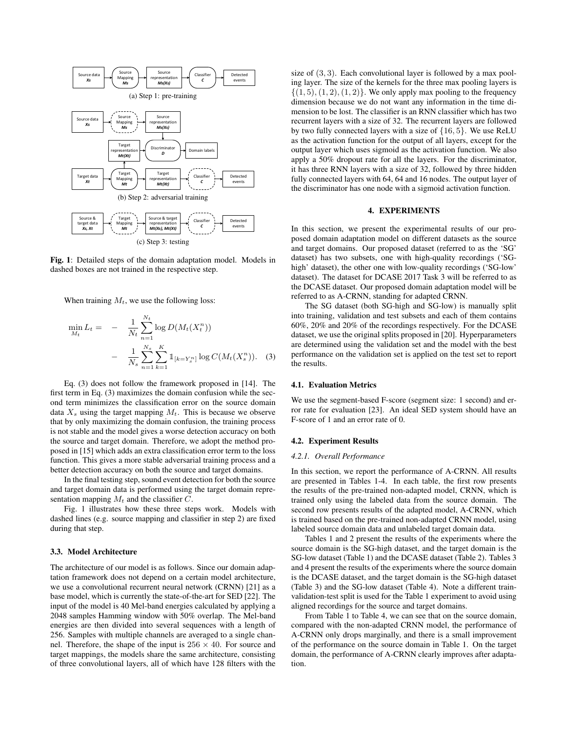(a) Step 1: pre-training

(b) Step 2: adversarial training

(c) Step 3: testing

**Fig. 1**: Detailed steps of the domain adaptation model. Models in dashed boxes are not trained in the respective step.

When training $M_t$, we use the following loss:

$$\min_{M_t} L_t = - \frac{1}{N_t}\sum_{n=1}^{N_t} \log D(M_t(X_t^n)) - \frac{1}{N_s}\sum_{n=1}^{N_s}\sum_{k=1}^{K} \mathbb{1}_{[k=Y_s^n]} \log C(M_t(X_s^n)). \quad (3)$$

Eq. (3) does not follow the framework proposed in [14]. The first term in Eq. (3) maximizes the domain confusion while the second term minimizes the classification error on the source domain data $X_s$ using the target mapping $M_t$. This is because we observe that by only maximizing the domain confusion, the training process is not stable and the model gives a worse detection accuracy on both the source and target domain. Therefore, we adopt the method proposed in [15] which adds an extra classification error term to the loss function. This gives a more stable adversarial training process and a better detection accuracy on both the source and target domains.

In the final testing step, sound event detection for both the source and target domain data is performed using the target domain representation mapping $M_t$ and the classifier $C$.

Fig. 1 illustrates how these three steps work. Models with dashed lines (e.g. source mapping and classifier in step 2) are fixed during that step.

### 3.3. Model Architecture

The architecture of our model is as follows. Since our domain adaptation framework does not depend on a certain model architecture, we use a convolutional recurrent neural network (CRNN) [21] as a base model, which is currently the state-of-the-art for SED [22]. The input of the model is 40 Mel-band energies calculated by applying a 2048 samples Hamming window with 50% overlap. The Mel-band energies are then divided into several sequences with a length of 256. Samples with multiple channels are averaged to a single channel. Therefore, the shape of the input is $256 \times 40$. For source and target mappings, the models share the same architecture, consisting of three convolutional layers, all of which have 128 filters with the size of $(3, 3)$. Each convolutional layer is followed by a max pooling layer. The size of the kernels for the three max pooling layers is $\{(1, 5), (1, 2), (1, 2)\}$. We only apply max pooling to the frequency dimension because we do not want any information in the time dimension to be lost. The classifier is an RNN classifier which has two recurrent layers with a size of 32. The recurrent layers are followed by two fully connected layers with a size of $\{16, 5\}$. We use ReLU as the activation function for the output of all layers, except for the output layer which uses sigmoid as the activation function. We also apply a 50% dropout rate for all the layers. For the discriminator, it has three RNN layers with a size of 32, followed by three hidden fully connected layers with 64, 64 and 16 nodes. The output layer of the discriminator has one node with a sigmoid activation function.

## 4. EXPERIMENTS

In this section, we present the experimental results of our proposed domain adaptation model on different datasets as the source and target domains. Our proposed dataset (referred to as the 'SG' dataset) has two subsets, one with high-quality recordings ('SG-high' dataset), the other one with low-quality recordings ('SG-low' dataset). The dataset for DCASE 2017 Task 3 will be referred to as the DCASE dataset. Our proposed domain adaptation model will be referred to as A-CRNN, standing for adapted CRNN.

The SG dataset (both SG-high and SG-low) is manually split into training, validation and test subsets and each of them contains 60%, 20% and 20% of the recordings respectively. For the DCASE dataset, we use the original splits proposed in [20]. Hyperparameters are determined using the validation set and the model with the best performance on the validation set is applied on the test set to report the results.

### 4.1. Evaluation Metrics

We use the segment-based F-score (segment size: 1 second) and error rate for evaluation [23]. An ideal SED system should have an F-score of 1 and an error rate of 0.

### 4.2. Experiment Results

#### *4.2.1. Overall Performance*

In this section, we report the performance of A-CRNN. All results are presented in Tables 1-4. In each table, the first row presents the results of the pre-trained non-adapted model, CRNN, which is trained only using the labeled data from the source domain. The second row presents results of the adapted model, A-CRNN, which is trained based on the pre-trained non-adapted CRNN model, using labeled source domain data and unlabeled target domain data.

Tables 1 and 2 present the results of the experiments where the source domain is the SG-high dataset, and the target domain is the SG-low dataset (Table 1) and the DCASE dataset (Table 2). Tables 3 and 4 present the results of the experiments where the source domain is the DCASE dataset, and the target domain is the SG-high dataset (Table 3) and the SG-low dataset (Table 4). Note a different train-validation-test split is used for the Table 1 experiment to avoid using aligned recordings for the source and target domains.

From Table 1 to Table 4, we can see that on the source domain, compared with the non-adapted CRNN model, the performance of A-CRNN only drops marginally, and there is a small improvement of the performance on the source domain in Table 1. On the target domain, the performance of A-CRNN clearly improves after adaptation.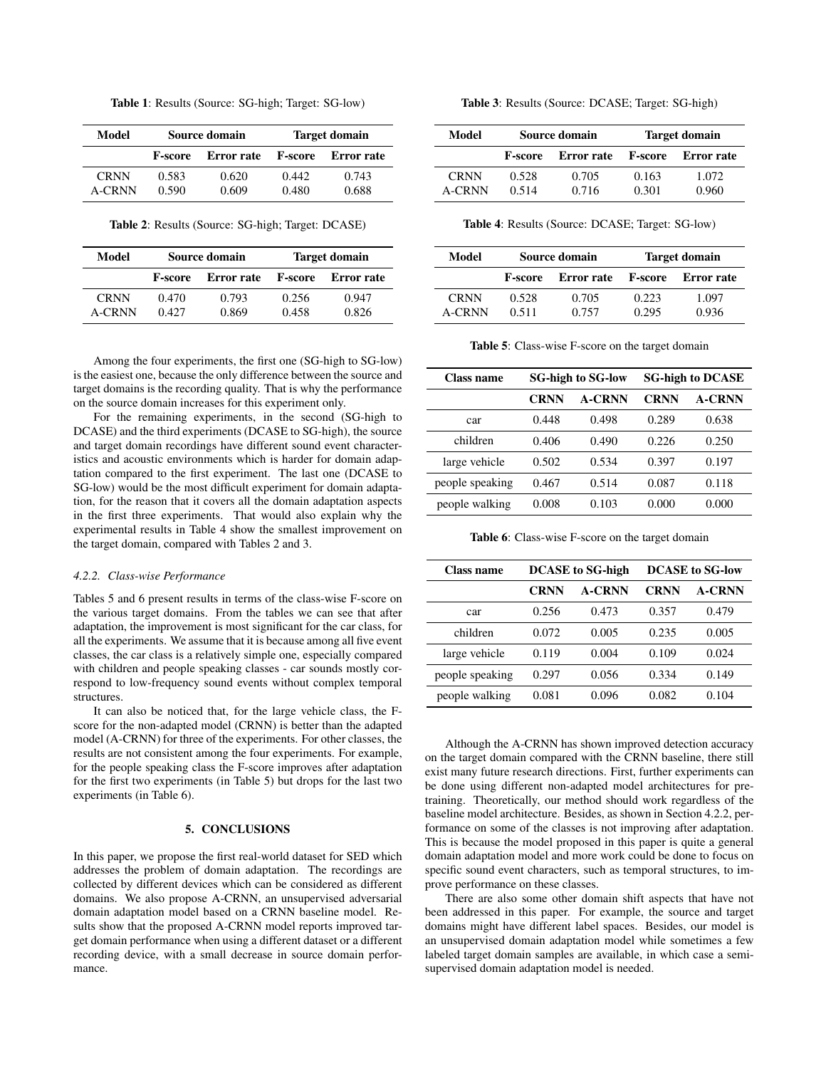**Table 1**: Results (Source: SG-high; Target: SG-low)

| Model | Source domain | | Target domain | |
|---|---|---|---|---|
| | **F-score** | **Error rate** | **F-score** | **Error rate** |
| CRNN | 0.583 | 0.620 | 0.442 | 0.743 |
| A-CRNN | 0.590 | 0.609 | 0.480 | 0.688 |

**Table 2**: Results (Source: SG-high; Target: DCASE)

| Model | Source domain | | Target domain | |
|---|---|---|---|---|
| | **F-score** | **Error rate** | **F-score** | **Error rate** |
| CRNN | 0.470 | 0.793 | 0.256 | 0.947 |
| A-CRNN | 0.427 | 0.869 | 0.458 | 0.826 |

Among the four experiments, the first one (SG-high to SG-low) is the easiest one, because the only difference between the source and target domains is the recording quality. That is why the performance on the source domain increases for this experiment only.

For the remaining experiments, in the second (SG-high to DCASE) and the third experiments (DCASE to SG-high), the source and target domain recordings have different sound event characteristics and acoustic environments which is harder for domain adaptation compared to the first experiment. The last one (DCASE to SG-low) would be the most difficult experiment for domain adaptation, for the reason that it covers all the domain adaptation aspects in the first three experiments. That would also explain why the experimental results in Table 4 show the smallest improvement on the target domain, compared with Tables 2 and 3.

#### *4.2.2. Class-wise Performance*

Tables 5 and 6 present results in terms of the class-wise F-score on the various target domains. From the tables we can see that after adaptation, the improvement is most significant for the car class, for all the experiments. We assume that it is because among all five event classes, the car class is a relatively simple one, especially compared with children and people speaking classes - car sounds mostly correspond to low-frequency sound events without complex temporal structures.

It can also be noticed that, for the large vehicle class, the F-score for the non-adapted model (CRNN) is better than the adapted model (A-CRNN) for three of the experiments. For other classes, the results are not consistent among the four experiments. For example, for the people speaking class the F-score improves after adaptation for the first two experiments (in Table 5) but drops for the last two experiments (in Table 6).

## 5. CONCLUSIONS

In this paper, we propose the first real-world dataset for SED which addresses the problem of domain adaptation. The recordings are collected by different devices which can be considered as different domains. We also propose A-CRNN, an unsupervised adversarial domain adaptation model based on a CRNN baseline model. Results show that the proposed A-CRNN model reports improved target domain performance when using a different dataset or a different recording device, with a small decrease in source domain performance.

**Table 3**: Results (Source: DCASE; Target: SG-high)

| Model | Source domain | | Target domain | |
|---|---|---|---|---|
| | **F-score** | **Error rate** | **F-score** | **Error rate** |
| CRNN | 0.528 | 0.705 | 0.163 | 1.072 |
| A-CRNN | 0.514 | 0.716 | 0.301 | 0.960 |

**Table 4**: Results (Source: DCASE; Target: SG-low)

| Model | Source domain | | Target domain | |
|---|---|---|---|---|
| | **F-score** | **Error rate** | **F-score** | **Error rate** |
| CRNN | 0.528 | 0.705 | 0.223 | 1.097 |
| A-CRNN | 0.511 | 0.757 | 0.295 | 0.936 |

**Table 5**: Class-wise F-score on the target domain

| Class name | SG-high to SG-low | | SG-high to DCASE | |
|---|---|---|---|---|
| | **CRNN** | **A-CRNN** | **CRNN** | **A-CRNN** |
| car | 0.448 | 0.498 | 0.289 | 0.638 |
| children | 0.406 | 0.490 | 0.226 | 0.250 |
| large vehicle | 0.502 | 0.534 | 0.397 | 0.197 |
| people speaking | 0.467 | 0.514 | 0.087 | 0.118 |
| people walking | 0.008 | 0.103 | 0.000 | 0.000 |

**Table 6**: Class-wise F-score on the target domain

| Class name | DCASE to SG-high | | DCASE to SG-low | |
|---|---|---|---|---|
| | **CRNN** | **A-CRNN** | **CRNN** | **A-CRNN** |
| car | 0.256 | 0.473 | 0.357 | 0.479 |
| children | 0.072 | 0.005 | 0.235 | 0.005 |
| large vehicle | 0.119 | 0.004 | 0.109 | 0.024 |
| people speaking | 0.297 | 0.056 | 0.334 | 0.149 |
| people walking | 0.081 | 0.096 | 0.082 | 0.104 |

Although the A-CRNN has shown improved detection accuracy on the target domain compared with the CRNN baseline, there still exist many future research directions. First, further experiments can be done using different non-adapted model architectures for pre-training. Theoretically, our method should work regardless of the baseline model architecture. Besides, as shown in Section 4.2.2, performance on some of the classes is not improving after adaptation. This is because the model proposed in this paper is quite a general domain adaptation model and more work could be done to focus on specific sound event characters, such as temporal structures, to improve performance on these classes.

There are also some other domain shift aspects that have not been addressed in this paper. For example, the source and target domains might have different label spaces. Besides, our model is an unsupervised domain adaptation model while sometimes a few labeled target domain samples are available, in which case a semi-supervised domain adaptation model is needed.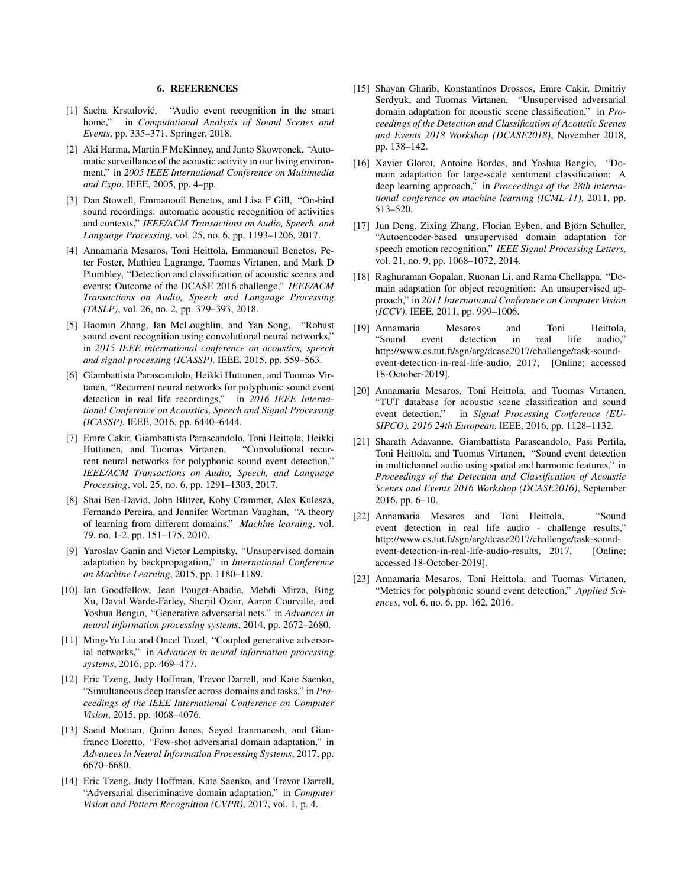## 6. REFERENCES

[1] Sacha Krstulović, "Audio event recognition in the smart home," in *Computational Analysis of Sound Scenes and Events*, pp. 335–371. Springer, 2018.

[2] Aki Harma, Martin F McKinney, and Janto Skowronek, "Automatic surveillance of the acoustic activity in our living environment," in *2005 IEEE International Conference on Multimedia and Expo*. IEEE, 2005, pp. 4–pp.

[3] Dan Stowell, Emmanouil Benetos, and Lisa F Gill, "On-bird sound recordings: automatic acoustic recognition of activities and contexts," *IEEE/ACM Transactions on Audio, Speech, and Language Processing*, vol. 25, no. 6, pp. 1193–1206, 2017.

[4] Annamaria Mesaros, Toni Heittola, Emmanouil Benetos, Peter Foster, Mathieu Lagrange, Tuomas Virtanen, and Mark D Plumbley, "Detection and classification of acoustic scenes and events: Outcome of the DCASE 2016 challenge," *IEEE/ACM Transactions on Audio, Speech and Language Processing (TASLP)*, vol. 26, no. 2, pp. 379–393, 2018.

[5] Haomin Zhang, Ian McLoughlin, and Yan Song, "Robust sound event recognition using convolutional neural networks," in *2015 IEEE international conference on acoustics, speech and signal processing (ICASSP)*. IEEE, 2015, pp. 559–563.

[6] Giambattista Parascandolo, Heikki Huttunen, and Tuomas Virtanen, "Recurrent neural networks for polyphonic sound event detection in real life recordings," in *2016 IEEE International Conference on Acoustics, Speech and Signal Processing (ICASSP)*. IEEE, 2016, pp. 6440–6444.

[7] Emre Cakir, Giambattista Parascandolo, Toni Heittola, Heikki Huttunen, and Tuomas Virtanen, "Convolutional recurrent neural networks for polyphonic sound event detection," *IEEE/ACM Transactions on Audio, Speech, and Language Processing*, vol. 25, no. 6, pp. 1291–1303, 2017.

[8] Shai Ben-David, John Blitzer, Koby Crammer, Alex Kulesza, Fernando Pereira, and Jennifer Wortman Vaughan, "A theory of learning from different domains," *Machine learning*, vol. 79, no. 1-2, pp. 151–175, 2010.

[9] Yaroslav Ganin and Victor Lempitsky, "Unsupervised domain adaptation by backpropagation," in *International Conference on Machine Learning*, 2015, pp. 1180–1189.

[10] Ian Goodfellow, Jean Pouget-Abadie, Mehdi Mirza, Bing Xu, David Warde-Farley, Sherjil Ozair, Aaron Courville, and Yoshua Bengio, "Generative adversarial nets," in *Advances in neural information processing systems*, 2014, pp. 2672–2680.

[11] Ming-Yu Liu and Oncel Tuzel, "Coupled generative adversarial networks," in *Advances in neural information processing systems*, 2016, pp. 469–477.

[12] Eric Tzeng, Judy Hoffman, Trevor Darrell, and Kate Saenko, "Simultaneous deep transfer across domains and tasks," in *Proceedings of the IEEE International Conference on Computer Vision*, 2015, pp. 4068–4076.

[13] Saeid Motiian, Quinn Jones, Seyed Iranmanesh, and Gianfranco Doretto, "Few-shot adversarial domain adaptation," in *Advances in Neural Information Processing Systems*, 2017, pp. 6670–6680.

[14] Eric Tzeng, Judy Hoffman, Kate Saenko, and Trevor Darrell, "Adversarial discriminative domain adaptation," in *Computer Vision and Pattern Recognition (CVPR)*, 2017, vol. 1, p. 4.

[15] Shayan Gharib, Konstantinos Drossos, Emre Cakir, Dmitriy Serdyuk, and Tuomas Virtanen, "Unsupervised adversarial domain adaptation for acoustic scene classification," in *Proceedings of the Detection and Classification of Acoustic Scenes and Events 2018 Workshop (DCASE2018)*, November 2018, pp. 138–142.

[16] Xavier Glorot, Antoine Bordes, and Yoshua Bengio, "Domain adaptation for large-scale sentiment classification: A deep learning approach," in *Proceedings of the 28th international conference on machine learning (ICML-11)*, 2011, pp. 513–520.

[17] Jun Deng, Zixing Zhang, Florian Eyben, and Björn Schuller, "Autoencoder-based unsupervised domain adaptation for speech emotion recognition," *IEEE Signal Processing Letters*, vol. 21, no. 9, pp. 1068–1072, 2014.

[18] Raghuraman Gopalan, Ruonan Li, and Rama Chellappa, "Domain adaptation for object recognition: An unsupervised approach," in *2011 International Conference on Computer Vision (ICCV)*. IEEE, 2011, pp. 999–1006.

[19] Annamaria Mesaros and Toni Heittola, "Sound event detection in real life audio," http://www.cs.tut.fi/sgn/arg/dcase2017/challenge/task-sound-event-detection-in-real-life-audio, 2017, [Online; accessed 18-October-2019].

[20] Annamaria Mesaros, Toni Heittola, and Tuomas Virtanen, "TUT database for acoustic scene classification and sound event detection," in *Signal Processing Conference (EUSIPCO), 2016 24th European*. IEEE, 2016, pp. 1128–1132.

[21] Sharath Adavanne, Giambattista Parascandolo, Pasi Pertila, Toni Heittola, and Tuomas Virtanen, "Sound event detection in multichannel audio using spatial and harmonic features," in *Proceedings of the Detection and Classification of Acoustic Scenes and Events 2016 Workshop (DCASE2016)*, September 2016, pp. 6–10.

[22] Annamaria Mesaros and Toni Heittola, "Sound event detection in real life audio - challenge results," http://www.cs.tut.fi/sgn/arg/dcase2017/challenge/task-sound-event-detection-in-real-life-audio-results, 2017, [Online; accessed 18-October-2019].

[23] Annamaria Mesaros, Toni Heittola, and Tuomas Virtanen, "Metrics for polyphonic sound event detection," *Applied Sciences*, vol. 6, no. 6, pp. 162, 2016.